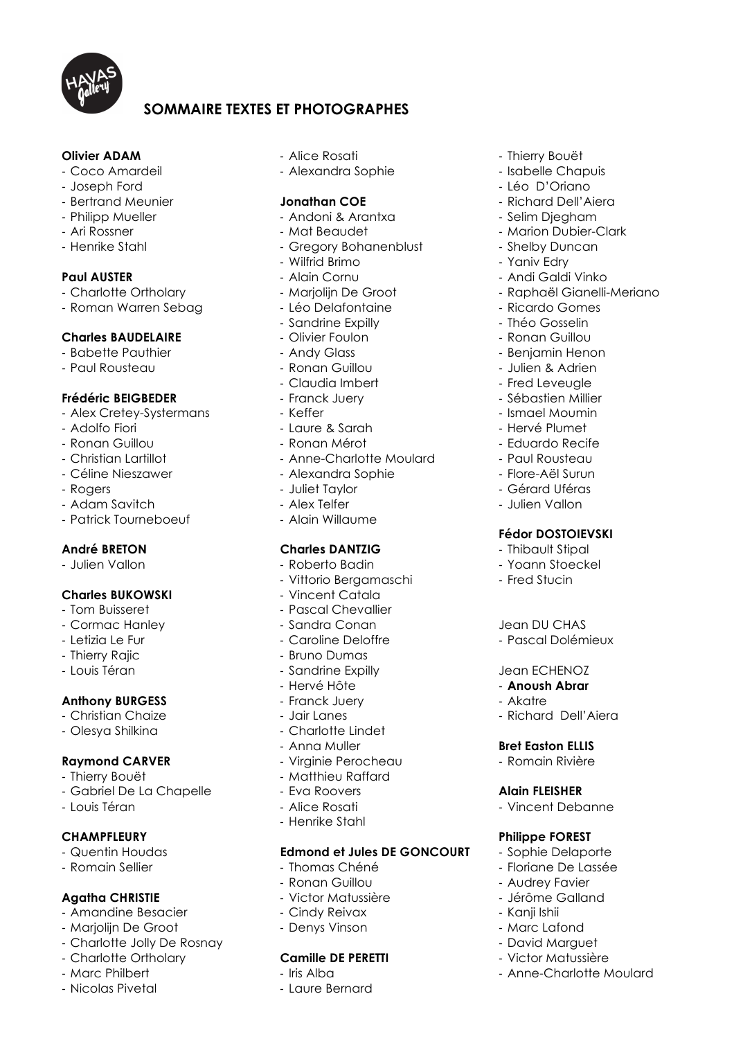## SOMMAIRE TEXTES ET PHOTOGRAPHES

**Olivier ADAM**
- Coco Amardeil
- Joseph Ford
- Bertrand Meunier
- Philipp Mueller
- Ari Rossner
- Henrike Stahl

**Paul AUSTER**
- Charlotte Ortholary
- Roman Warren Sebag

**Charles BAUDELAIRE**
- Babette Pauthier
- Paul Rousteau

**Frédéric BEIGBEDER**
- Alex Cretey-Systermans
- Adolfo Fiori
- Ronan Guillou
- Christian Lartillot
- Céline Nieszawer
- Rogers
- Adam Savitch
- Patrick Tourneboeuf

**André BRETON**
- Julien Vallon

**Charles BUKOWSKI**
- Tom Buisseret
- Cormac Hanley
- Letizia Le Fur
- Thierry Rajic
- Louis Téran

**Anthony BURGESS**
- Christian Chaize
- Olesya Shilkina

**Raymond CARVER**
- Thierry Bouët
- Gabriel De La Chapelle
- Louis Téran

**CHAMPFLEURY**
- Quentin Houdas
- Romain Sellier

**Agatha CHRISTIE**
- Amandine Besacier
- Marjolijn De Groot
- Charlotte Jolly De Rosnay
- Charlotte Ortholary
- Marc Philbert
- Nicolas Pivetal
- Alice Rosati
- Alexandra Sophie

**Jonathan COE**
- Andoni & Arantxa
- Mat Beaudet
- Gregory Bohanenblust
- Wilfrid Brimo
- Alain Cornu
- Marjolijn De Groot
- Léo Delafontaine
- Sandrine Expilly
- Olivier Foulon
- Andy Glass
- Ronan Guillou
- Claudia Imbert
- Franck Juery
- Keffer
- Laure & Sarah
- Ronan Mérot
- Anne-Charlotte Moulard
- Alexandra Sophie
- Juliet Taylor
- Alex Telfer
- Alain Willaume

**Charles DANTZIG**
- Roberto Badin
- Vittorio Bergamaschi
- Vincent Catala
- Pascal Chevallier
- Sandra Conan
- Caroline Deloffre
- Bruno Dumas
- Sandrine Expilly
- Hervé Hôte
- Franck Juery
- Jair Lanes
- Charlotte Lindet
- Anna Muller
- Virginie Perocheau
- Matthieu Raffard
- Eva Roovers
- Alice Rosati
- Henrike Stahl

**Edmond et Jules DE GONCOURT**
- Thomas Chéné
- Ronan Guillou
- Victor Matussière
- Cindy Reivax
- Denys Vinson

**Camille DE PERETTI**
- Iris Alba
- Laure Bernard
- Thierry Bouët
- Isabelle Chapuis
- Léo D'Oriano
- Richard Dell'Aiera
- Selim Djegham
- Marion Dubier-Clark
- Shelby Duncan
- Yaniv Edry
- Andi Galdi Vinko
- Raphaël Gianelli-Meriano
- Ricardo Gomes
- Théo Gosselin
- Ronan Guillou
- Benjamin Henon
- Julien & Adrien
- Fred Leveugle
- Sébastien Millier
- Ismael Moumin
- Hervé Plumet
- Eduardo Recife
- Paul Rousteau
- Flore-Aël Surun
- Gérard Uféras
- Julien Vallon

**Fédor DOSTOIEVSKI**
- Thibault Stipal
- Yoann Stoeckel
- Fred Stucin

Jean DU CHAS
- Pascal Dolémieux

Jean ECHENOZ
- **Anoush Abrar**
- Akatre
- Richard Dell'Aiera

**Bret Easton ELLIS**
- Romain Rivière

**Alain FLEISHER**
- Vincent Debanne

**Philippe FOREST**
- Sophie Delaporte
- Floriane De Lassée
- Audrey Favier
- Jérôme Galland
- Kanji Ishii
- Marc Lafond
- David Marguet
- Victor Matussière
- Anne-Charlotte Moulard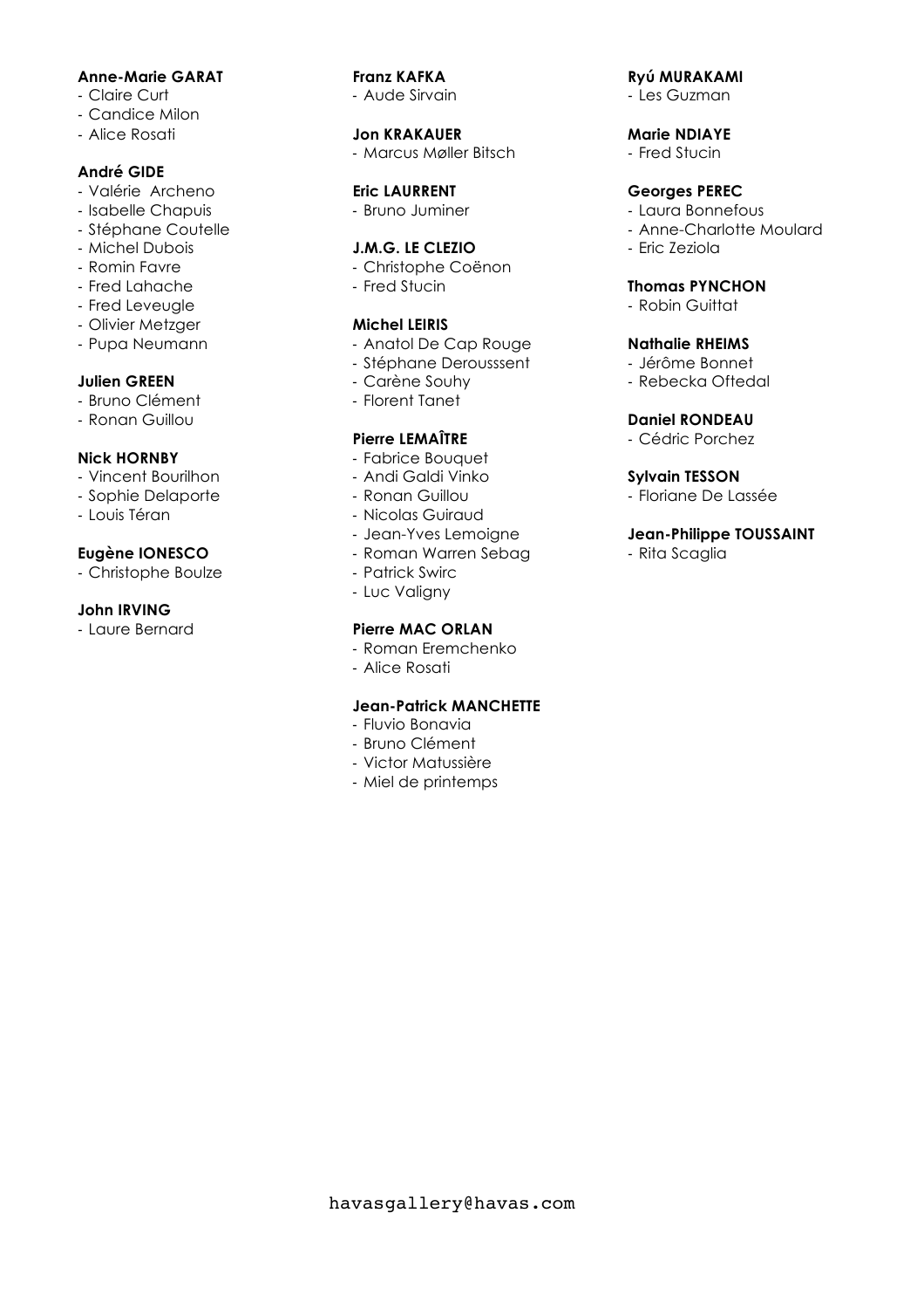**Anne-Marie GARAT**
- Claire Curt
- Candice Milon
- Alice Rosati

**André GIDE**
- Valérie  Archeno
- Isabelle Chapuis
- Stéphane Coutelle
- Michel Dubois
- Romin Favre
- Fred Lahache
- Fred Leveugle
- Olivier Metzger
- Pupa Neumann

**Julien GREEN**
- Bruno Clément
- Ronan Guillou

**Nick HORNBY**
- Vincent Bourilhon
- Sophie Delaporte
- Louis Téran

**Eugène IONESCO**
- Christophe Boulze

**John IRVING**
- Laure Bernard

**Franz KAFKA**
- Aude Sirvain

**Jon KRAKAUER**
- Marcus Møller Bitsch

**Eric LAURRENT**
- Bruno Juminer

**J.M.G. LE CLEZIO**
- Christophe Coënon
- Fred Stucin

**Michel LEIRIS**
- Anatol De Cap Rouge
- Stéphane Derousssent
- Carène Souhy
- Florent Tanet

**Pierre LEMAÎTRE**
- Fabrice Bouquet
- Andi Galdi Vinko
- Ronan Guillou
- Nicolas Guiraud
- Jean-Yves Lemoigne
- Roman Warren Sebag
- Patrick Swirc
- Luc Valigny

**Pierre MAC ORLAN**
- Roman Eremchenko
- Alice Rosati

**Jean-Patrick MANCHETTE**
- Fluvio Bonavia
- Bruno Clément
- Victor Matussière
- Miel de printemps

**Ryú MURAKAMI**
- Les Guzman

**Marie NDIAYE**
- Fred Stucin

**Georges PEREC**
- Laura Bonnefous
- Anne-Charlotte Moulard
- Eric Zeziola

**Thomas PYNCHON**
- Robin Guittat

**Nathalie RHEIMS**
- Jérôme Bonnet
- Rebecka Oftedal

**Daniel RONDEAU**
- Cédric Porchez

**Sylvain TESSON**
- Floriane De Lassée

**Jean-Philippe TOUSSAINT**
- Rita Scaglia

havasgallery@havas.com